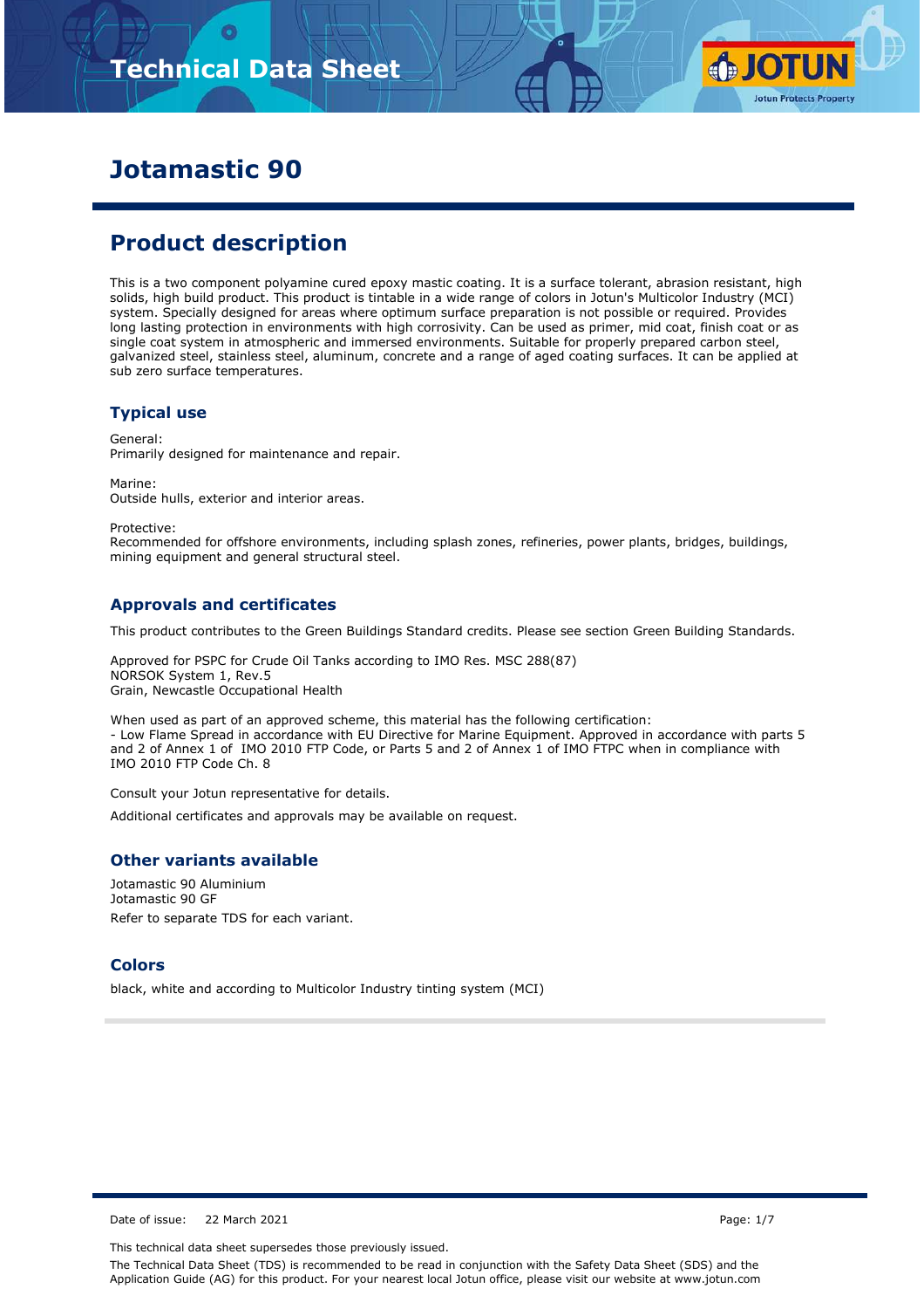# Technical Data Sheet

# Jotamastic 90

## Product description

This is a two component polyamine cured epoxy mastic coating. It is a surface tolerant, abrasion resistant, high solids, high build product. This product is tintable in a wide range of colors in Jotun's Multicolor Industry (MCI) system. Specially designed for areas where optimum surface preparation is not possible or required. Provides long lasting protection in environments with high corrosivity. Can be used as primer, mid coat, finish coat or as single coat system in atmospheric and immersed environments. Suitable for properly prepared carbon steel, galvanized steel, stainless steel, aluminum, concrete and a range of aged coating surfaces. It can be applied at sub zero surface temperatures.

### Typical use

General:
Primarily designed for maintenance and repair.

Marine:
Outside hulls, exterior and interior areas.

Protective:
Recommended for offshore environments, including splash zones, refineries, power plants, bridges, buildings, mining equipment and general structural steel.

### Approvals and certificates

This product contributes to the Green Buildings Standard credits. Please see section Green Building Standards.

Approved for PSPC for Crude Oil Tanks according to IMO Res. MSC 288(87)
NORSOK System 1, Rev.5
Grain, Newcastle Occupational Health

When used as part of an approved scheme, this material has the following certification:
- Low Flame Spread in accordance with EU Directive for Marine Equipment. Approved in accordance with parts 5 and 2 of Annex 1 of IMO 2010 FTP Code, or Parts 5 and 2 of Annex 1 of IMO FTPC when in compliance with IMO 2010 FTP Code Ch. 8

Consult your Jotun representative for details.

Additional certificates and approvals may be available on request.

### Other variants available

Jotamastic 90 Aluminium
Jotamastic 90 GF

Refer to separate TDS for each variant.

### Colors

black, white and according to Multicolor Industry tinting system (MCI)

Date of issue: 22 March 2021

This technical data sheet supersedes those previously issued.

The Technical Data Sheet (TDS) is recommended to be read in conjunction with the Safety Data Sheet (SDS) and the Application Guide (AG) for this product. For your nearest local Jotun office, please visit our website at www.jotun.com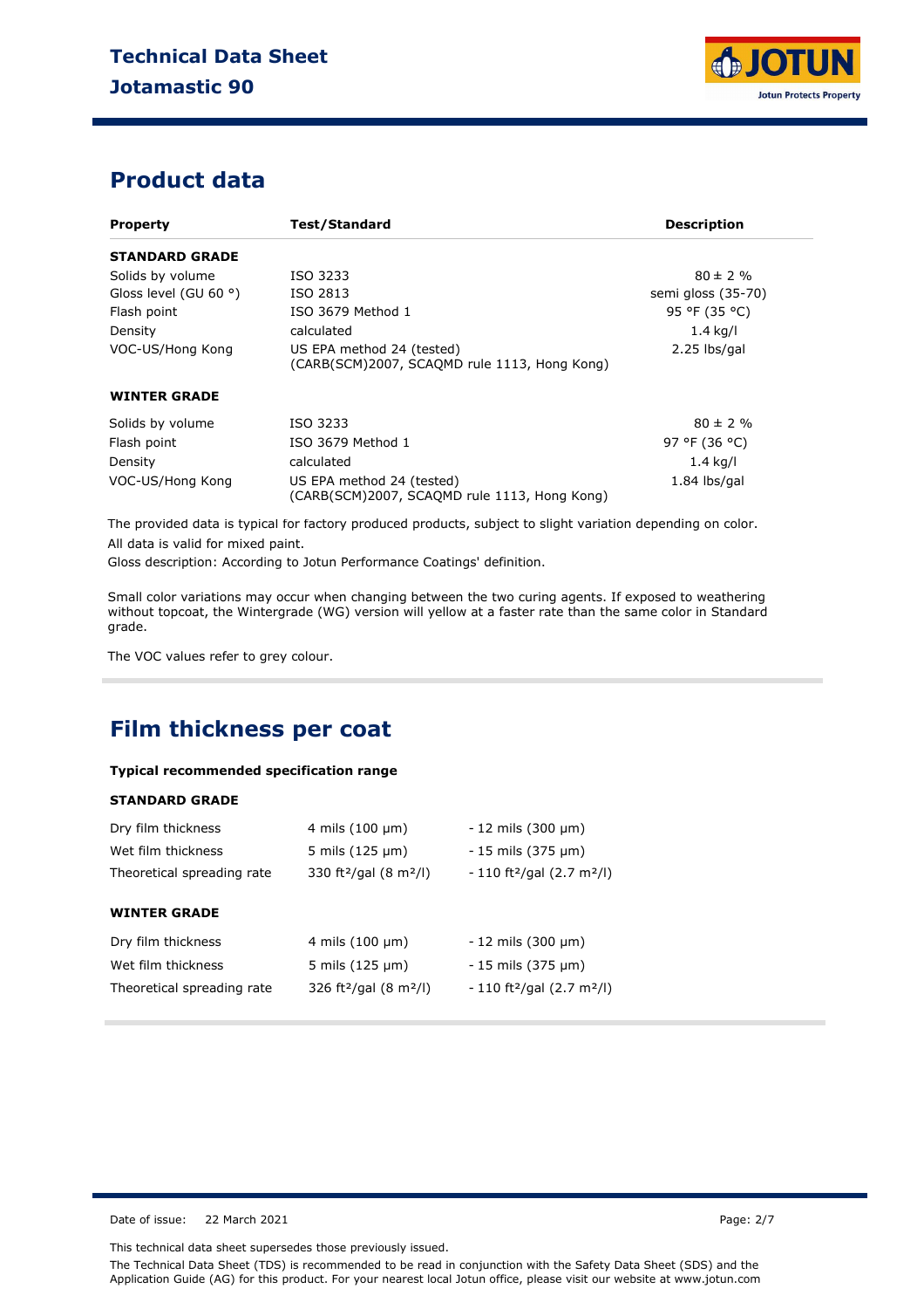## Product data

| Property | Test/Standard | Description |
|---|---|---|
| **STANDARD GRADE** | | |
| Solids by volume | ISO 3233 | 80 ± 2 % |
| Gloss level (GU 60 °) | ISO 2813 | semi gloss (35-70) |
| Flash point | ISO 3679 Method 1 | 95 °F (35 °C) |
| Density | calculated | 1.4 kg/l |
| VOC-US/Hong Kong | US EPA method 24 (tested) (CARB(SCM)2007, SCAQMD rule 1113, Hong Kong) | 2.25 lbs/gal |
| **WINTER GRADE** | | |
| Solids by volume | ISO 3233 | 80 ± 2 % |
| Flash point | ISO 3679 Method 1 | 97 °F (36 °C) |
| Density | calculated | 1.4 kg/l |
| VOC-US/Hong Kong | US EPA method 24 (tested) (CARB(SCM)2007, SCAQMD rule 1113, Hong Kong) | 1.84 lbs/gal |

The provided data is typical for factory produced products, subject to slight variation depending on color.

All data is valid for mixed paint.

Gloss description: According to Jotun Performance Coatings' definition.

Small color variations may occur when changing between the two curing agents. If exposed to weathering without topcoat, the Wintergrade (WG) version will yellow at a faster rate than the same color in Standard grade.

The VOC values refer to grey colour.

## Film thickness per coat

**Typical recommended specification range**

**STANDARD GRADE**

| | | |
|---|---|---|
| Dry film thickness | 4 mils (100 µm) | - 12 mils (300 µm) |
| Wet film thickness | 5 mils (125 µm) | - 15 mils (375 µm) |
| Theoretical spreading rate | 330 ft²/gal (8 m²/l) | - 110 ft²/gal (2.7 m²/l) |

**WINTER GRADE**

| | | |
|---|---|---|
| Dry film thickness | 4 mils (100 µm) | - 12 mils (300 µm) |
| Wet film thickness | 5 mils (125 µm) | - 15 mils (375 µm) |
| Theoretical spreading rate | 326 ft²/gal (8 m²/l) | - 110 ft²/gal (2.7 m²/l) |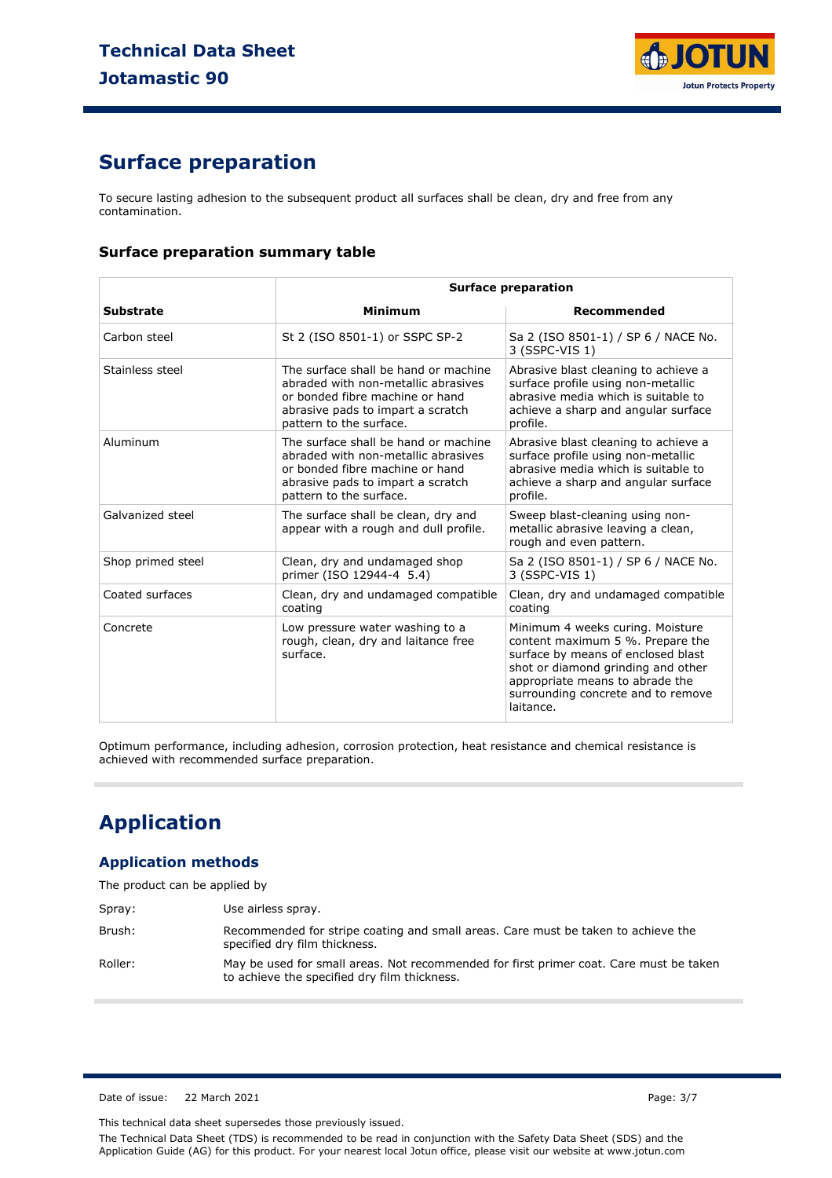## Surface preparation

To secure lasting adhesion to the subsequent product all surfaces shall be clean, dry and free from any contamination.

### Surface preparation summary table

| | Surface preparation | |
|---|---|---|
| **Substrate** | **Minimum** | **Recommended** |
| Carbon steel | St 2 (ISO 8501-1) or SSPC SP-2 | Sa 2 (ISO 8501-1) / SP 6 / NACE No. 3 (SSPC-VIS 1) |
| Stainless steel | The surface shall be hand or machine abraded with non-metallic abrasives or bonded fibre machine or hand abrasive pads to impart a scratch pattern to the surface. | Abrasive blast cleaning to achieve a surface profile using non-metallic abrasive media which is suitable to achieve a sharp and angular surface profile. |
| Aluminum | The surface shall be hand or machine abraded with non-metallic abrasives or bonded fibre machine or hand abrasive pads to impart a scratch pattern to the surface. | Abrasive blast cleaning to achieve a surface profile using non-metallic abrasive media which is suitable to achieve a sharp and angular surface profile. |
| Galvanized steel | The surface shall be clean, dry and appear with a rough and dull profile. | Sweep blast-cleaning using non-metallic abrasive leaving a clean, rough and even pattern. |
| Shop primed steel | Clean, dry and undamaged shop primer (ISO 12944-4 5.4) | Sa 2 (ISO 8501-1) / SP 6 / NACE No. 3 (SSPC-VIS 1) |
| Coated surfaces | Clean, dry and undamaged compatible coating | Clean, dry and undamaged compatible coating |
| Concrete | Low pressure water washing to a rough, clean, dry and laitance free surface. | Minimum 4 weeks curing. Moisture content maximum 5 %. Prepare the surface by means of enclosed blast shot or diamond grinding and other appropriate means to abrade the surrounding concrete and to remove laitance. |

Optimum performance, including adhesion, corrosion protection, heat resistance and chemical resistance is achieved with recommended surface preparation.

## Application

### Application methods

The product can be applied by

| | |
|---|---|
| Spray: | Use airless spray. |
| Brush: | Recommended for stripe coating and small areas. Care must be taken to achieve the specified dry film thickness. |
| Roller: | May be used for small areas. Not recommended for first primer coat. Care must be taken to achieve the specified dry film thickness. |

Date of issue: 22 March 2021

This technical data sheet supersedes those previously issued.

The Technical Data Sheet (TDS) is recommended to be read in conjunction with the Safety Data Sheet (SDS) and the Application Guide (AG) for this product. For your nearest local Jotun office, please visit our website at www.jotun.com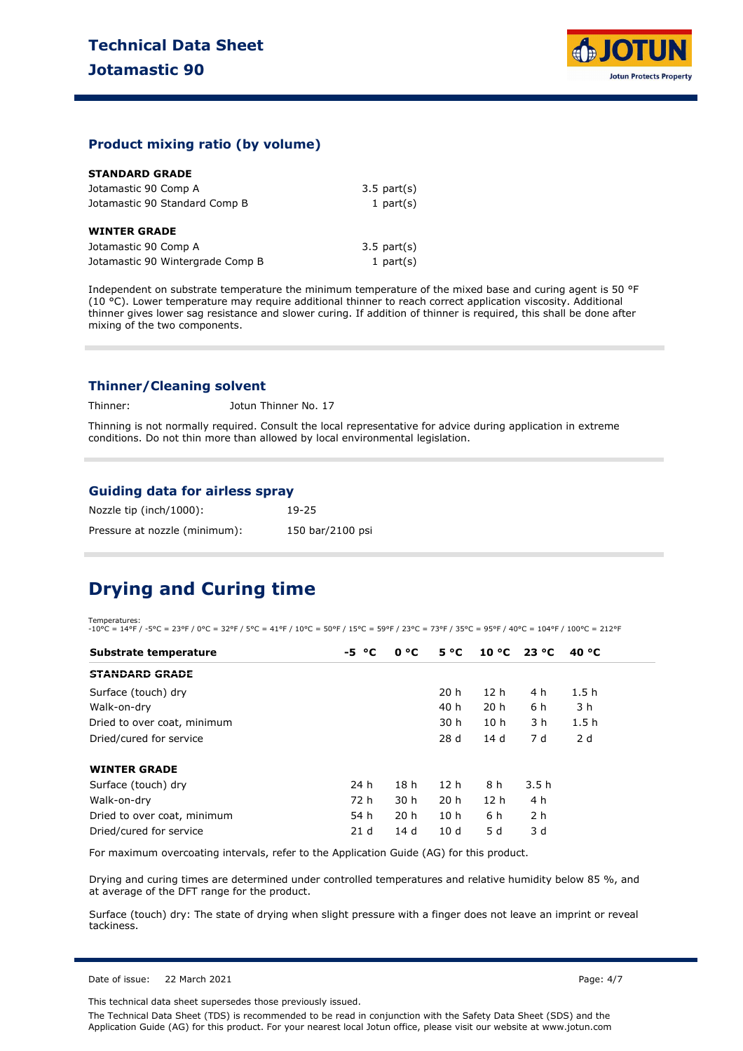## Product mixing ratio (by volume)

**STANDARD GRADE**

| | |
|---|---|
| Jotamastic 90 Comp A | 3.5 part(s) |
| Jotamastic 90 Standard Comp B | 1 part(s) |

**WINTER GRADE**

| | |
|---|---|
| Jotamastic 90 Comp A | 3.5 part(s) |
| Jotamastic 90 Wintergrade Comp B | 1 part(s) |

Independent on substrate temperature the minimum temperature of the mixed base and curing agent is 50 °F (10 °C). Lower temperature may require additional thinner to reach correct application viscosity. Additional thinner gives lower sag resistance and slower curing. If addition of thinner is required, this shall be done after mixing of the two components.

## Thinner/Cleaning solvent

Thinner: Jotun Thinner No. 17

Thinning is not normally required. Consult the local representative for advice during application in extreme conditions. Do not thin more than allowed by local environmental legislation.

## Guiding data for airless spray

| | |
|---|---|
| Nozzle tip (inch/1000): | 19-25 |
| Pressure at nozzle (minimum): | 150 bar/2100 psi |

# Drying and Curing time

Temperatures:
-10°C = 14°F / -5°C = 23°F / 0°C = 32°F / 5°C = 41°F / 10°C = 50°F / 15°C = 59°F / 23°C = 73°F / 35°C = 95°F / 40°C = 104°F / 100°C = 212°F

| Substrate temperature | -5 °C | 0 °C | 5 °C | 10 °C | 23 °C | 40 °C |
|---|---|---|---|---|---|---|
| **STANDARD GRADE** | | | | | | |
| Surface (touch) dry | | | 20 h | 12 h | 4 h | 1.5 h |
| Walk-on-dry | | | 40 h | 20 h | 6 h | 3 h |
| Dried to over coat, minimum | | | 30 h | 10 h | 3 h | 1.5 h |
| Dried/cured for service | | | 28 d | 14 d | 7 d | 2 d |
| **WINTER GRADE** | | | | | | |
| Surface (touch) dry | 24 h | 18 h | 12 h | 8 h | 3.5 h | |
| Walk-on-dry | 72 h | 30 h | 20 h | 12 h | 4 h | |
| Dried to over coat, minimum | 54 h | 20 h | 10 h | 6 h | 2 h | |
| Dried/cured for service | 21 d | 14 d | 10 d | 5 d | 3 d | |

For maximum overcoating intervals, refer to the Application Guide (AG) for this product.

Drying and curing times are determined under controlled temperatures and relative humidity below 85 %, and at average of the DFT range for the product.

Surface (touch) dry: The state of drying when slight pressure with a finger does not leave an imprint or reveal tackiness.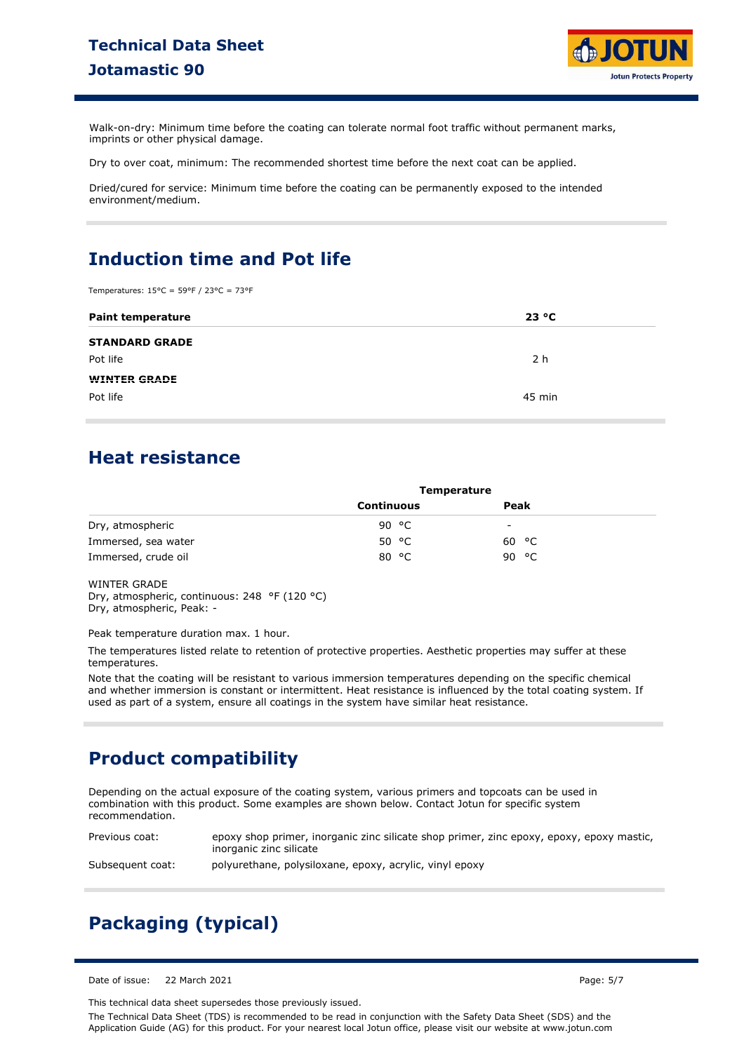Walk-on-dry: Minimum time before the coating can tolerate normal foot traffic without permanent marks, imprints or other physical damage.

Dry to over coat, minimum: The recommended shortest time before the next coat can be applied.

Dried/cured for service: Minimum time before the coating can be permanently exposed to the intended environment/medium.

## Induction time and Pot life

Temperatures: 15°C = 59°F / 23°C = 73°F

| **Paint temperature** | **23 °C** |
|---|---|
| **STANDARD GRADE** | |
| Pot life | 2 h |
| **WINTER GRADE** | |
| Pot life | 45 min |

## Heat resistance

| | **Temperature** | |
|---|---|---|
| | **Continuous** | **Peak** |
| Dry, atmospheric | 90 °C | - |
| Immersed, sea water | 50 °C | 60 °C |
| Immersed, crude oil | 80 °C | 90 °C |

WINTER GRADE
Dry, atmospheric, continuous: 248 °F (120 °C)
Dry, atmospheric, Peak: -

Peak temperature duration max. 1 hour.

The temperatures listed relate to retention of protective properties. Aesthetic properties may suffer at these temperatures.

Note that the coating will be resistant to various immersion temperatures depending on the specific chemical and whether immersion is constant or intermittent. Heat resistance is influenced by the total coating system. If used as part of a system, ensure all coatings in the system have similar heat resistance.

## Product compatibility

Depending on the actual exposure of the coating system, various primers and topcoats can be used in combination with this product. Some examples are shown below. Contact Jotun for specific system recommendation.

| | |
|---|---|
| Previous coat: | epoxy shop primer, inorganic zinc silicate shop primer, zinc epoxy, epoxy, epoxy mastic, inorganic zinc silicate |
| Subsequent coat: | polyurethane, polysiloxane, epoxy, acrylic, vinyl epoxy |

## Packaging (typical)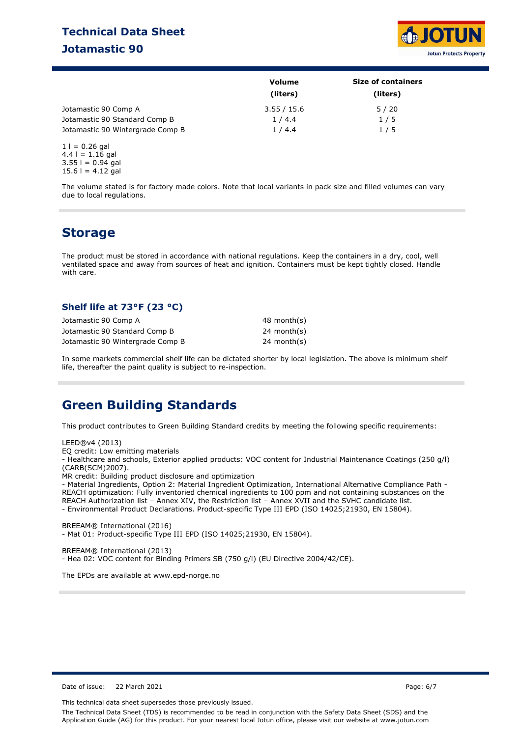| | Volume (liters) | Size of containers (liters) |
|---|---|---|
| Jotamastic 90 Comp A | 3.55 / 15.6 | 5 / 20 |
| Jotamastic 90 Standard Comp B | 1 / 4.4 | 1 / 5 |
| Jotamastic 90 Wintergrade Comp B | 1 / 4.4 | 1 / 5 |

1 l = 0.26 gal
4.4 l = 1.16 gal
3.55 l = 0.94 gal
15.6 l = 4.12 gal

The volume stated is for factory made colors. Note that local variants in pack size and filled volumes can vary due to local regulations.

## Storage

The product must be stored in accordance with national regulations. Keep the containers in a dry, cool, well ventilated space and away from sources of heat and ignition. Containers must be kept tightly closed. Handle with care.

### Shelf life at 73°F (23 °C)

| | |
|---|---|
| Jotamastic 90 Comp A | 48 month(s) |
| Jotamastic 90 Standard Comp B | 24 month(s) |
| Jotamastic 90 Wintergrade Comp B | 24 month(s) |

In some markets commercial shelf life can be dictated shorter by local legislation. The above is minimum shelf life, thereafter the paint quality is subject to re-inspection.

## Green Building Standards

This product contributes to Green Building Standard credits by meeting the following specific requirements:

LEED®v4 (2013)
EQ credit: Low emitting materials
- Healthcare and schools, Exterior applied products: VOC content for Industrial Maintenance Coatings (250 g/l) (CARB(SCM)2007).
MR credit: Building product disclosure and optimization
- Material Ingredients, Option 2: Material Ingredient Optimization, International Alternative Compliance Path - REACH optimization: Fully inventoried chemical ingredients to 100 ppm and not containing substances on the REACH Authorization list – Annex XIV, the Restriction list – Annex XVII and the SVHC candidate list.
- Environmental Product Declarations. Product-specific Type III EPD (ISO 14025;21930, EN 15804).

BREEAM® International (2016)
- Mat 01: Product-specific Type III EPD (ISO 14025;21930, EN 15804).

BREEAM® International (2013)
- Hea 02: VOC content for Binding Primers SB (750 g/l) (EU Directive 2004/42/CE).

The EPDs are available at www.epd-norge.no

Date of issue: 22 March 2021

This technical data sheet supersedes those previously issued.

The Technical Data Sheet (TDS) is recommended to be read in conjunction with the Safety Data Sheet (SDS) and the Application Guide (AG) for this product. For your nearest local Jotun office, please visit our website at www.jotun.com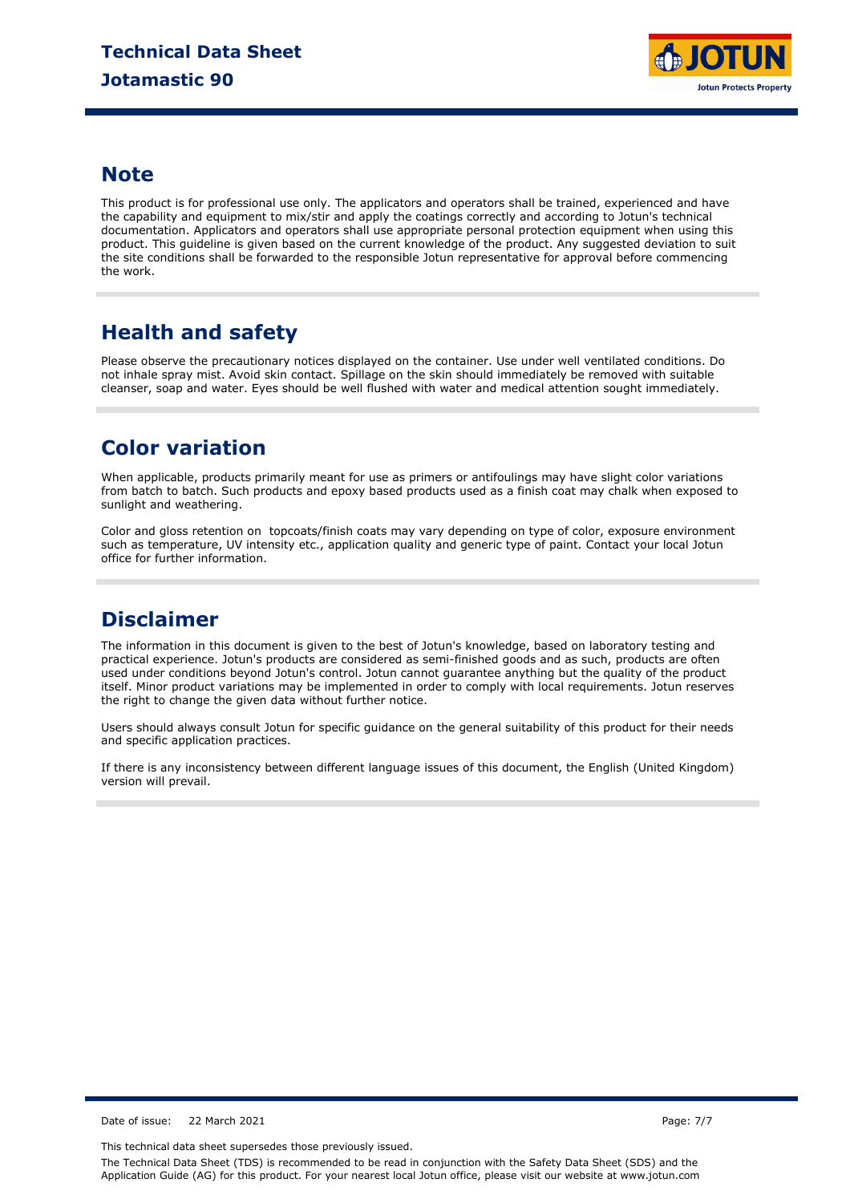## Note

This product is for professional use only. The applicators and operators shall be trained, experienced and have the capability and equipment to mix/stir and apply the coatings correctly and according to Jotun's technical documentation. Applicators and operators shall use appropriate personal protection equipment when using this product. This guideline is given based on the current knowledge of the product. Any suggested deviation to suit the site conditions shall be forwarded to the responsible Jotun representative for approval before commencing the work.

## Health and safety

Please observe the precautionary notices displayed on the container. Use under well ventilated conditions. Do not inhale spray mist. Avoid skin contact. Spillage on the skin should immediately be removed with suitable cleanser, soap and water. Eyes should be well flushed with water and medical attention sought immediately.

## Color variation

When applicable, products primarily meant for use as primers or antifoulings may have slight color variations from batch to batch. Such products and epoxy based products used as a finish coat may chalk when exposed to sunlight and weathering.

Color and gloss retention on topcoats/finish coats may vary depending on type of color, exposure environment such as temperature, UV intensity etc., application quality and generic type of paint. Contact your local Jotun office for further information.

## Disclaimer

The information in this document is given to the best of Jotun's knowledge, based on laboratory testing and practical experience. Jotun's products are considered as semi-finished goods and as such, products are often used under conditions beyond Jotun's control. Jotun cannot guarantee anything but the quality of the product itself. Minor product variations may be implemented in order to comply with local requirements. Jotun reserves the right to change the given data without further notice.

Users should always consult Jotun for specific guidance on the general suitability of this product for their needs and specific application practices.

If there is any inconsistency between different language issues of this document, the English (United Kingdom) version will prevail.